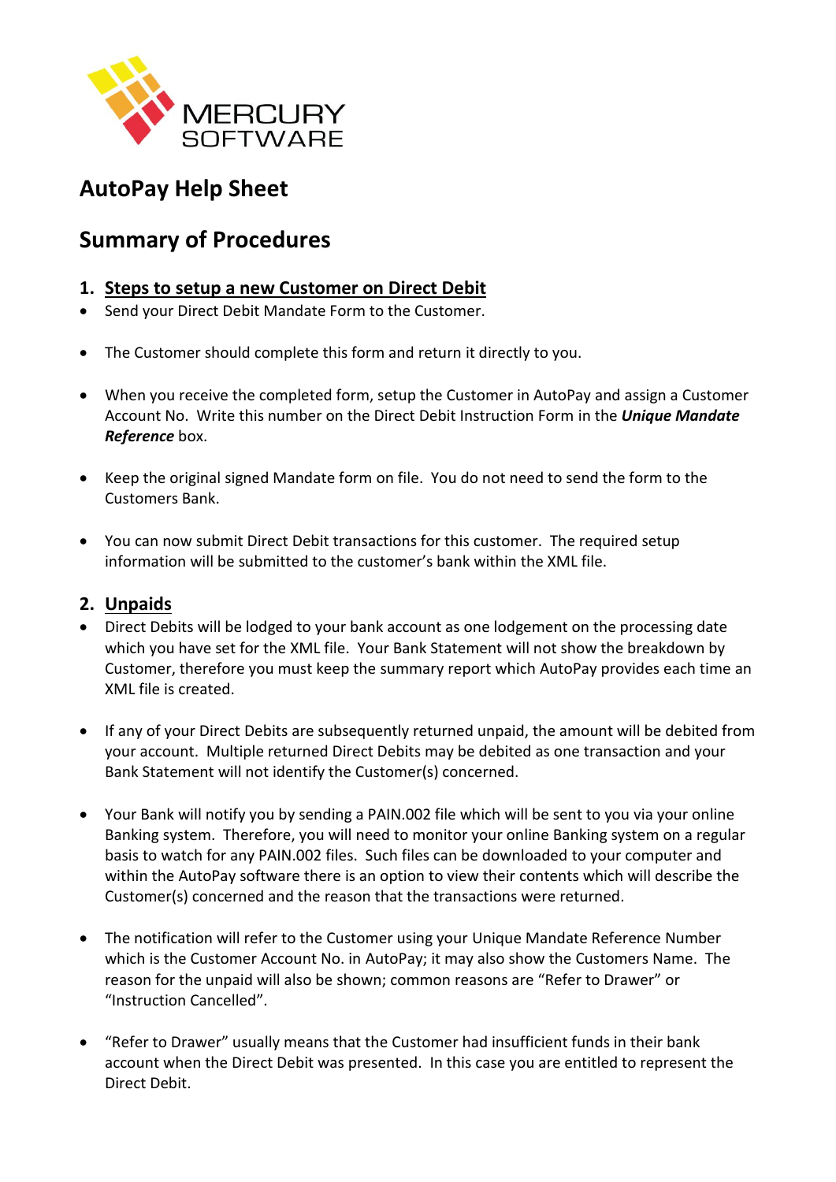MERCURY SOFTWARE

# AutoPay Help Sheet

## Summary of Procedures

### 1. Steps to setup a new Customer on Direct Debit

- Send your Direct Debit Mandate Form to the Customer.
- The Customer should complete this form and return it directly to you.
- When you receive the completed form, setup the Customer in AutoPay and assign a Customer Account No. Write this number on the Direct Debit Instruction Form in the ***Unique Mandate Reference*** box.
- Keep the original signed Mandate form on file. You do not need to send the form to the Customers Bank.
- You can now submit Direct Debit transactions for this customer. The required setup information will be submitted to the customer's bank within the XML file.

### 2. Unpaids

- Direct Debits will be lodged to your bank account as one lodgement on the processing date which you have set for the XML file. Your Bank Statement will not show the breakdown by Customer, therefore you must keep the summary report which AutoPay provides each time an XML file is created.
- If any of your Direct Debits are subsequently returned unpaid, the amount will be debited from your account. Multiple returned Direct Debits may be debited as one transaction and your Bank Statement will not identify the Customer(s) concerned.
- Your Bank will notify you by sending a PAIN.002 file which will be sent to you via your online Banking system. Therefore, you will need to monitor your online Banking system on a regular basis to watch for any PAIN.002 files. Such files can be downloaded to your computer and within the AutoPay software there is an option to view their contents which will describe the Customer(s) concerned and the reason that the transactions were returned.
- The notification will refer to the Customer using your Unique Mandate Reference Number which is the Customer Account No. in AutoPay; it may also show the Customers Name. The reason for the unpaid will also be shown; common reasons are "Refer to Drawer" or "Instruction Cancelled".
- "Refer to Drawer" usually means that the Customer had insufficient funds in their bank account when the Direct Debit was presented. In this case you are entitled to represent the Direct Debit.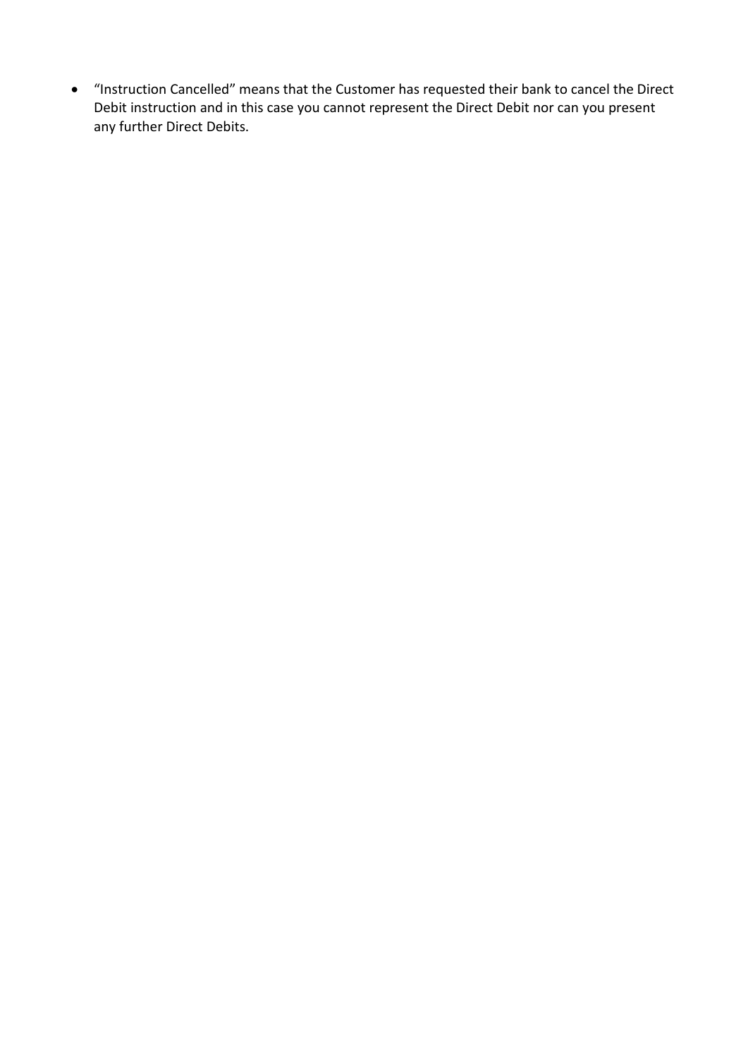- "Instruction Cancelled" means that the Customer has requested their bank to cancel the Direct Debit instruction and in this case you cannot represent the Direct Debit nor can you present any further Direct Debits.